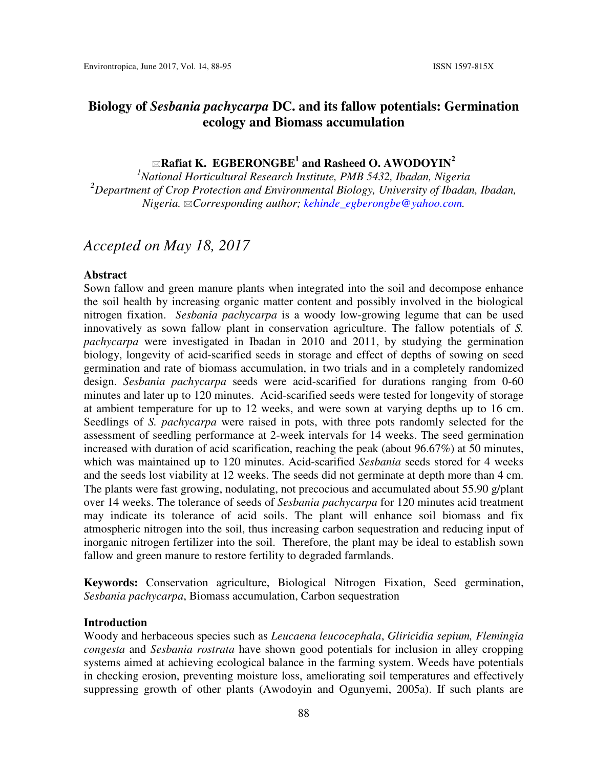# Biology of *Sesbania pachycarpa* DC. and its fallow potentials: Germination ecology and Biomass accumulation

✉**Rafiat K. EGBERONGBE**[1] **and Rasheed O. AWODOYIN**[2]

[1]*National Horticultural Research Institute, PMB 5432, Ibadan, Nigeria*
[2]*Department of Crop Protection and Environmental Biology, University of Ibadan, Ibadan, Nigeria.* ✉*Corresponding author; kehinde_egberongbe@yahoo.com.*

*Accepted on May 18, 2017*

### Abstract

Sown fallow and green manure plants when integrated into the soil and decompose enhance the soil health by increasing organic matter content and possibly involved in the biological nitrogen fixation. *Sesbania pachycarpa* is a woody low-growing legume that can be used innovatively as sown fallow plant in conservation agriculture. The fallow potentials of *S. pachycarpa* were investigated in Ibadan in 2010 and 2011, by studying the germination biology, longevity of acid-scarified seeds in storage and effect of depths of sowing on seed germination and rate of biomass accumulation, in two trials and in a completely randomized design. *Sesbania pachycarpa* seeds were acid-scarified for durations ranging from 0-60 minutes and later up to 120 minutes. Acid-scarified seeds were tested for longevity of storage at ambient temperature for up to 12 weeks, and were sown at varying depths up to 16 cm. Seedlings of *S. pachycarpa* were raised in pots, with three pots randomly selected for the assessment of seedling performance at 2-week intervals for 14 weeks. The seed germination increased with duration of acid scarification, reaching the peak (about 96.67%) at 50 minutes, which was maintained up to 120 minutes. Acid-scarified *Sesbania* seeds stored for 4 weeks and the seeds lost viability at 12 weeks. The seeds did not germinate at depth more than 4 cm. The plants were fast growing, nodulating, not precocious and accumulated about 55.90 g/plant over 14 weeks. The tolerance of seeds of *Sesbania pachycarpa* for 120 minutes acid treatment may indicate its tolerance of acid soils. The plant will enhance soil biomass and fix atmospheric nitrogen into the soil, thus increasing carbon sequestration and reducing input of inorganic nitrogen fertilizer into the soil. Therefore, the plant may be ideal to establish sown fallow and green manure to restore fertility to degraded farmlands.

**Keywords:** Conservation agriculture, Biological Nitrogen Fixation, Seed germination, *Sesbania pachycarpa*, Biomass accumulation, Carbon sequestration

### Introduction

Woody and herbaceous species such as *Leucaena leucocephala*, *Gliricidia sepium, Flemingia congesta* and *Sesbania rostrata* have shown good potentials for inclusion in alley cropping systems aimed at achieving ecological balance in the farming system. Weeds have potentials in checking erosion, preventing moisture loss, ameliorating soil temperatures and effectively suppressing growth of other plants (Awodoyin and Ogunyemi, 2005a). If such plants are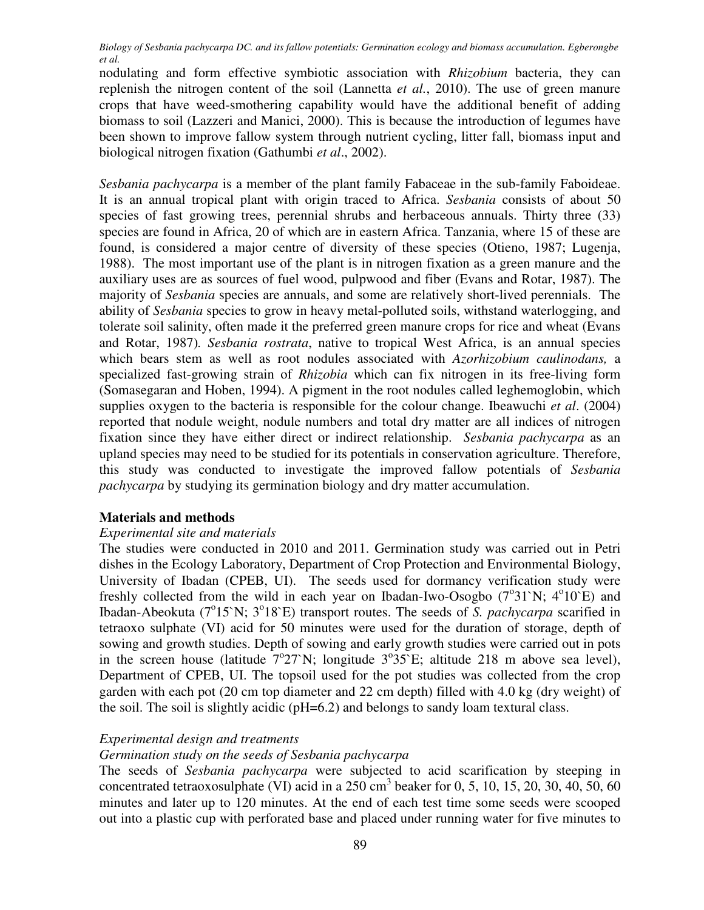nodulating and form effective symbiotic association with *Rhizobium* bacteria, they can replenish the nitrogen content of the soil (Lannetta *et al.*, 2010). The use of green manure crops that have weed-smothering capability would have the additional benefit of adding biomass to soil (Lazzeri and Manici, 2000). This is because the introduction of legumes have been shown to improve fallow system through nutrient cycling, litter fall, biomass input and biological nitrogen fixation (Gathumbi *et al*., 2002).

*Sesbania pachycarpa* is a member of the plant family Fabaceae in the sub-family Faboideae. It is an annual tropical plant with origin traced to Africa. *Sesbania* consists of about 50 species of fast growing trees, perennial shrubs and herbaceous annuals. Thirty three (33) species are found in Africa, 20 of which are in eastern Africa. Tanzania, where 15 of these are found, is considered a major centre of diversity of these species (Otieno, 1987; Lugenja, 1988). The most important use of the plant is in nitrogen fixation as a green manure and the auxiliary uses are as sources of fuel wood, pulpwood and fiber (Evans and Rotar, 1987). The majority of *Sesbania* species are annuals, and some are relatively short-lived perennials. The ability of *Sesbania* species to grow in heavy metal-polluted soils, withstand waterlogging, and tolerate soil salinity, often made it the preferred green manure crops for rice and wheat (Evans and Rotar, 1987). *Sesbania rostrata*, native to tropical West Africa, is an annual species which bears stem as well as root nodules associated with *Azorhizobium caulinodans,* a specialized fast-growing strain of *Rhizobia* which can fix nitrogen in its free-living form (Somasegaran and Hoben, 1994). A pigment in the root nodules called leghemoglobin, which supplies oxygen to the bacteria is responsible for the colour change. Ibeawuchi *et al*. (2004) reported that nodule weight, nodule numbers and total dry matter are all indices of nitrogen fixation since they have either direct or indirect relationship. *Sesbania pachycarpa* as an upland species may need to be studied for its potentials in conservation agriculture. Therefore, this study was conducted to investigate the improved fallow potentials of *Sesbania pachycarpa* by studying its germination biology and dry matter accumulation.

## Materials and methods

### *Experimental site and materials*

The studies were conducted in 2010 and 2011. Germination study was carried out in Petri dishes in the Ecology Laboratory, Department of Crop Protection and Environmental Biology, University of Ibadan (CPEB, UI). The seeds used for dormancy verification study were freshly collected from the wild in each year on Ibadan-Iwo-Osogbo (7°31`N; 4°10`E) and Ibadan-Abeokuta (7°15`N; 3°18`E) transport routes. The seeds of *S. pachycarpa* scarified in tetraoxo sulphate (VI) acid for 50 minutes were used for the duration of storage, depth of sowing and growth studies. Depth of sowing and early growth studies were carried out in pots in the screen house (latitude 7°27`N; longitude 3°35`E; altitude 218 m above sea level), Department of CPEB, UI. The topsoil used for the pot studies was collected from the crop garden with each pot (20 cm top diameter and 22 cm depth) filled with 4.0 kg (dry weight) of the soil. The soil is slightly acidic (pH=6.2) and belongs to sandy loam textural class.

### *Experimental design and treatments*

#### *Germination study on the seeds of Sesbania pachycarpa*

The seeds of *Sesbania pachycarpa* were subjected to acid scarification by steeping in concentrated tetraoxosulphate (VI) acid in a 250 $cm^3$ beaker for 0, 5, 10, 15, 20, 30, 40, 50, 60 minutes and later up to 120 minutes. At the end of each test time some seeds were scooped out into a plastic cup with perforated base and placed under running water for five minutes to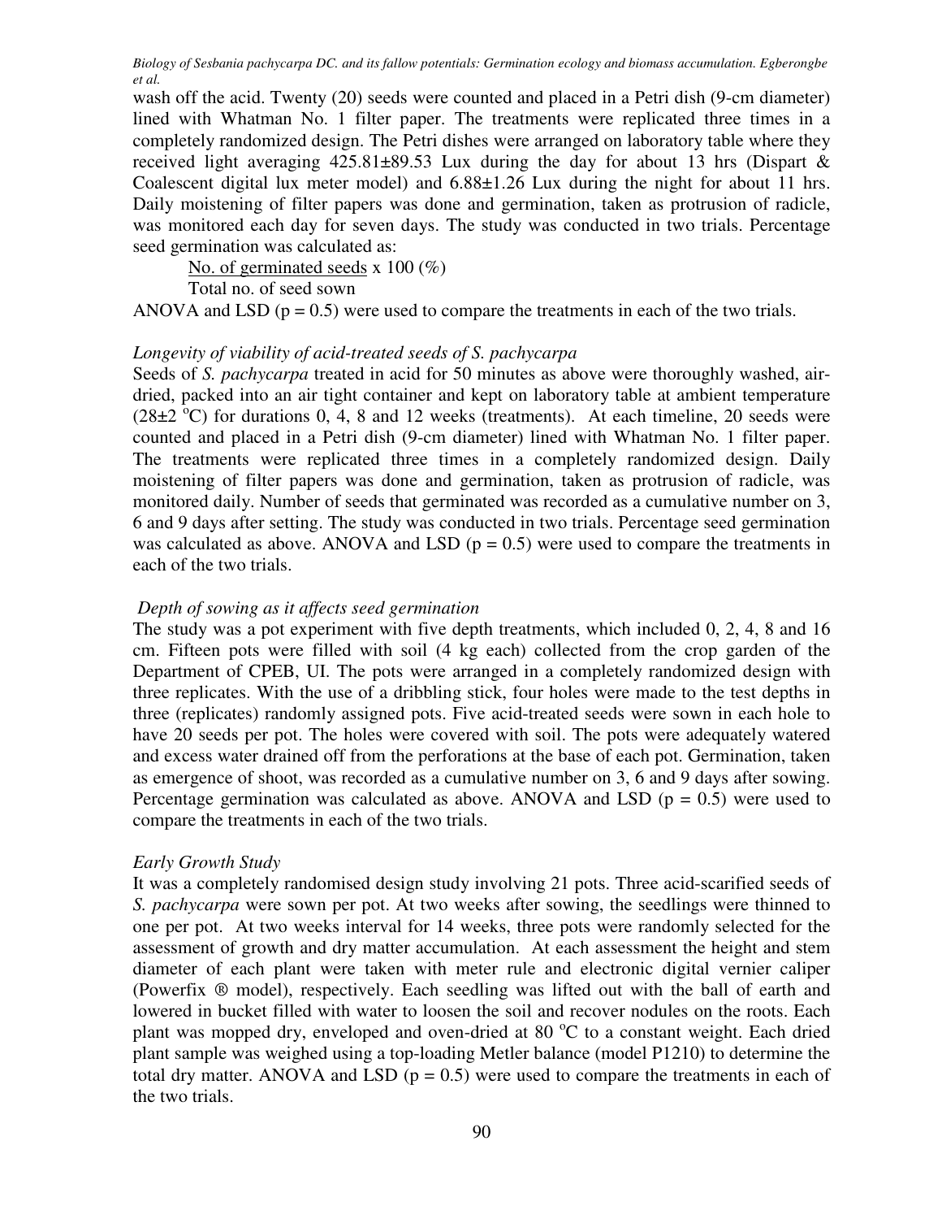wash off the acid. Twenty (20) seeds were counted and placed in a Petri dish (9-cm diameter) lined with Whatman No. 1 filter paper. The treatments were replicated three times in a completely randomized design. The Petri dishes were arranged on laboratory table where they received light averaging 425.81±89.53 Lux during the day for about 13 hrs (Dispart & Coalescent digital lux meter model) and 6.88±1.26 Lux during the night for about 11 hrs. Daily moistening of filter papers was done and germination, taken as protrusion of radicle, was monitored each day for seven days. The study was conducted in two trials. Percentage seed germination was calculated as:

$$\frac{\text{No. of germinated seeds}}{\text{Total no. of seed sown}} \times 100\ (\%)$$

ANOVA and LSD ($p = 0.5$) were used to compare the treatments in each of the two trials.

*Longevity of viability of acid-treated seeds of S. pachycarpa*

Seeds of *S. pachycarpa* treated in acid for 50 minutes as above were thoroughly washed, air-dried, packed into an air tight container and kept on laboratory table at ambient temperature (28±2 $^{o}$C) for durations 0, 4, 8 and 12 weeks (treatments). At each timeline, 20 seeds were counted and placed in a Petri dish (9-cm diameter) lined with Whatman No. 1 filter paper. The treatments were replicated three times in a completely randomized design. Daily moistening of filter papers was done and germination, taken as protrusion of radicle, was monitored daily. Number of seeds that germinated was recorded as a cumulative number on 3, 6 and 9 days after setting. The study was conducted in two trials. Percentage seed germination was calculated as above. ANOVA and LSD ($p = 0.5$) were used to compare the treatments in each of the two trials.

*Depth of sowing as it affects seed germination*

The study was a pot experiment with five depth treatments, which included 0, 2, 4, 8 and 16 cm. Fifteen pots were filled with soil (4 kg each) collected from the crop garden of the Department of CPEB, UI. The pots were arranged in a completely randomized design with three replicates. With the use of a dribbling stick, four holes were made to the test depths in three (replicates) randomly assigned pots. Five acid-treated seeds were sown in each hole to have 20 seeds per pot. The holes were covered with soil. The pots were adequately watered and excess water drained off from the perforations at the base of each pot. Germination, taken as emergence of shoot, was recorded as a cumulative number on 3, 6 and 9 days after sowing. Percentage germination was calculated as above. ANOVA and LSD ($p = 0.5$) were used to compare the treatments in each of the two trials.

*Early Growth Study*

It was a completely randomised design study involving 21 pots. Three acid-scarified seeds of *S. pachycarpa* were sown per pot. At two weeks after sowing, the seedlings were thinned to one per pot. At two weeks interval for 14 weeks, three pots were randomly selected for the assessment of growth and dry matter accumulation. At each assessment the height and stem diameter of each plant were taken with meter rule and electronic digital vernier caliper (Powerfix ® model), respectively. Each seedling was lifted out with the ball of earth and lowered in bucket filled with water to loosen the soil and recover nodules on the roots. Each plant was mopped dry, enveloped and oven-dried at 80 $^{o}$C to a constant weight. Each dried plant sample was weighed using a top-loading Metler balance (model P1210) to determine the total dry matter. ANOVA and LSD ($p = 0.5$) were used to compare the treatments in each of the two trials.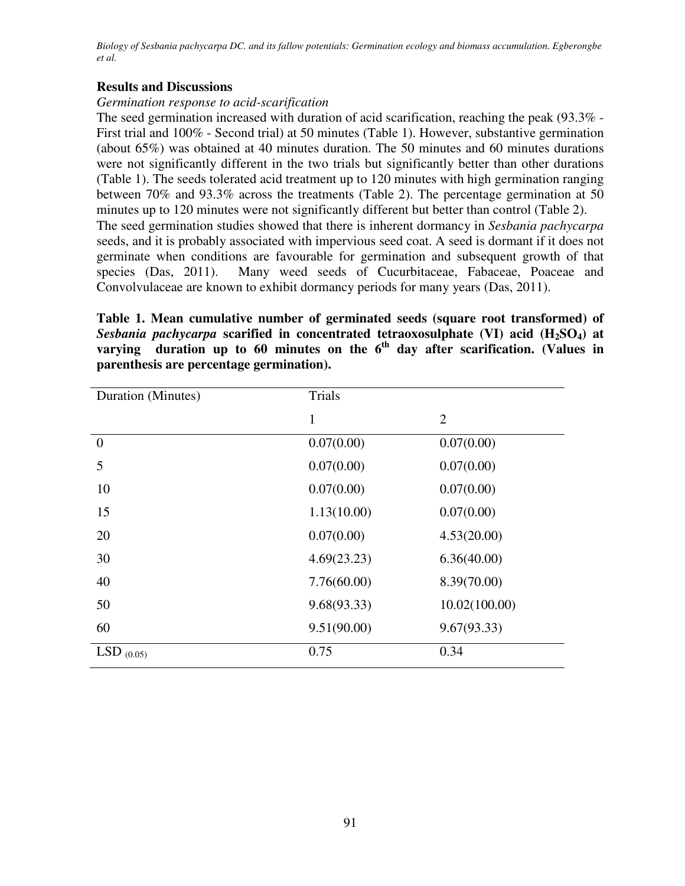## Results and Discussions

*Germination response to acid-scarification*

The seed germination increased with duration of acid scarification, reaching the peak (93.3% - First trial and 100% - Second trial) at 50 minutes (Table 1). However, substantive germination (about 65%) was obtained at 40 minutes duration. The 50 minutes and 60 minutes durations were not significantly different in the two trials but significantly better than other durations (Table 1). The seeds tolerated acid treatment up to 120 minutes with high germination ranging between 70% and 93.3% across the treatments (Table 2). The percentage germination at 50 minutes up to 120 minutes were not significantly different but better than control (Table 2).

The seed germination studies showed that there is inherent dormancy in *Sesbania pachycarpa* seeds, and it is probably associated with impervious seed coat. A seed is dormant if it does not germinate when conditions are favourable for germination and subsequent growth of that species (Das, 2011). Many weed seeds of Cucurbitaceae, Fabaceae, Poaceae and Convolvulaceae are known to exhibit dormancy periods for many years (Das, 2011).

**Table 1. Mean cumulative number of germinated seeds (square root transformed) of *Sesbania pachycarpa* scarified in concentrated tetraoxosulphate (VI) acid ($H_2SO_4$) at varying duration up to 60 minutes on the 6th day after scarification. (Values in parenthesis are percentage germination).**

| Duration (Minutes) | Trials | |
|---|---|---|
| | 1 | 2 |
| 0 | 0.07(0.00) | 0.07(0.00) |
| 5 | 0.07(0.00) | 0.07(0.00) |
| 10 | 0.07(0.00) | 0.07(0.00) |
| 15 | 1.13(10.00) | 0.07(0.00) |
| 20 | 0.07(0.00) | 4.53(20.00) |
| 30 | 4.69(23.23) | 6.36(40.00) |
| 40 | 7.76(60.00) | 8.39(70.00) |
| 50 | 9.68(93.33) | 10.02(100.00) |
| 60 | 9.51(90.00) | 9.67(93.33) |
| $LSD_{(0.05)}$ | 0.75 | 0.34 |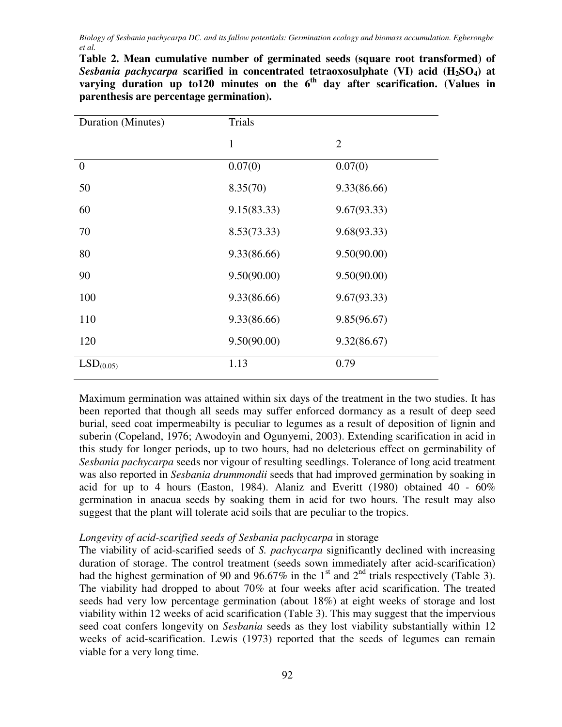**Table 2. Mean cumulative number of germinated seeds (square root transformed) of *Sesbania pachycarpa* scarified in concentrated tetraoxosulphate (VI) acid ($H_2SO_4$) at varying duration up to120 minutes on the 6th day after scarification. (Values in parenthesis are percentage germination).**

| Duration (Minutes) | Trials | |
|---|---|---|
| | 1 | 2 |
| 0 | 0.07(0) | 0.07(0) |
| 50 | 8.35(70) | 9.33(86.66) |
| 60 | 9.15(83.33) | 9.67(93.33) |
| 70 | 8.53(73.33) | 9.68(93.33) |
| 80 | 9.33(86.66) | 9.50(90.00) |
| 90 | 9.50(90.00) | 9.50(90.00) |
| 100 | 9.33(86.66) | 9.67(93.33) |
| 110 | 9.33(86.66) | 9.85(96.67) |
| 120 | 9.50(90.00) | 9.32(86.67) |
| $LSD_{(0.05)}$ | 1.13 | 0.79 |

Maximum germination was attained within six days of the treatment in the two studies. It has been reported that though all seeds may suffer enforced dormancy as a result of deep seed burial, seed coat impermeabilty is peculiar to legumes as a result of deposition of lignin and suberin (Copeland, 1976; Awodoyin and Ogunyemi, 2003). Extending scarification in acid in this study for longer periods, up to two hours, had no deleterious effect on germinability of *Sesbania pachycarpa* seeds nor vigour of resulting seedlings. Tolerance of long acid treatment was also reported in *Sesbania drummondii* seeds that had improved germination by soaking in acid for up to 4 hours (Easton, 1984). Alaniz and Everitt (1980) obtained 40 - 60% germination in anacua seeds by soaking them in acid for two hours. The result may also suggest that the plant will tolerate acid soils that are peculiar to the tropics.

*Longevity of acid-scarified seeds of Sesbania pachycarpa* in storage

The viability of acid-scarified seeds of *S. pachycarpa* significantly declined with increasing duration of storage. The control treatment (seeds sown immediately after acid-scarification) had the highest germination of 90 and 96.67% in the 1st and 2nd trials respectively (Table 3). The viability had dropped to about 70% at four weeks after acid scarification. The treated seeds had very low percentage germination (about 18%) at eight weeks of storage and lost viability within 12 weeks of acid scarification (Table 3). This may suggest that the impervious seed coat confers longevity on *Sesbania* seeds as they lost viability substantially within 12 weeks of acid-scarification. Lewis (1973) reported that the seeds of legumes can remain viable for a very long time.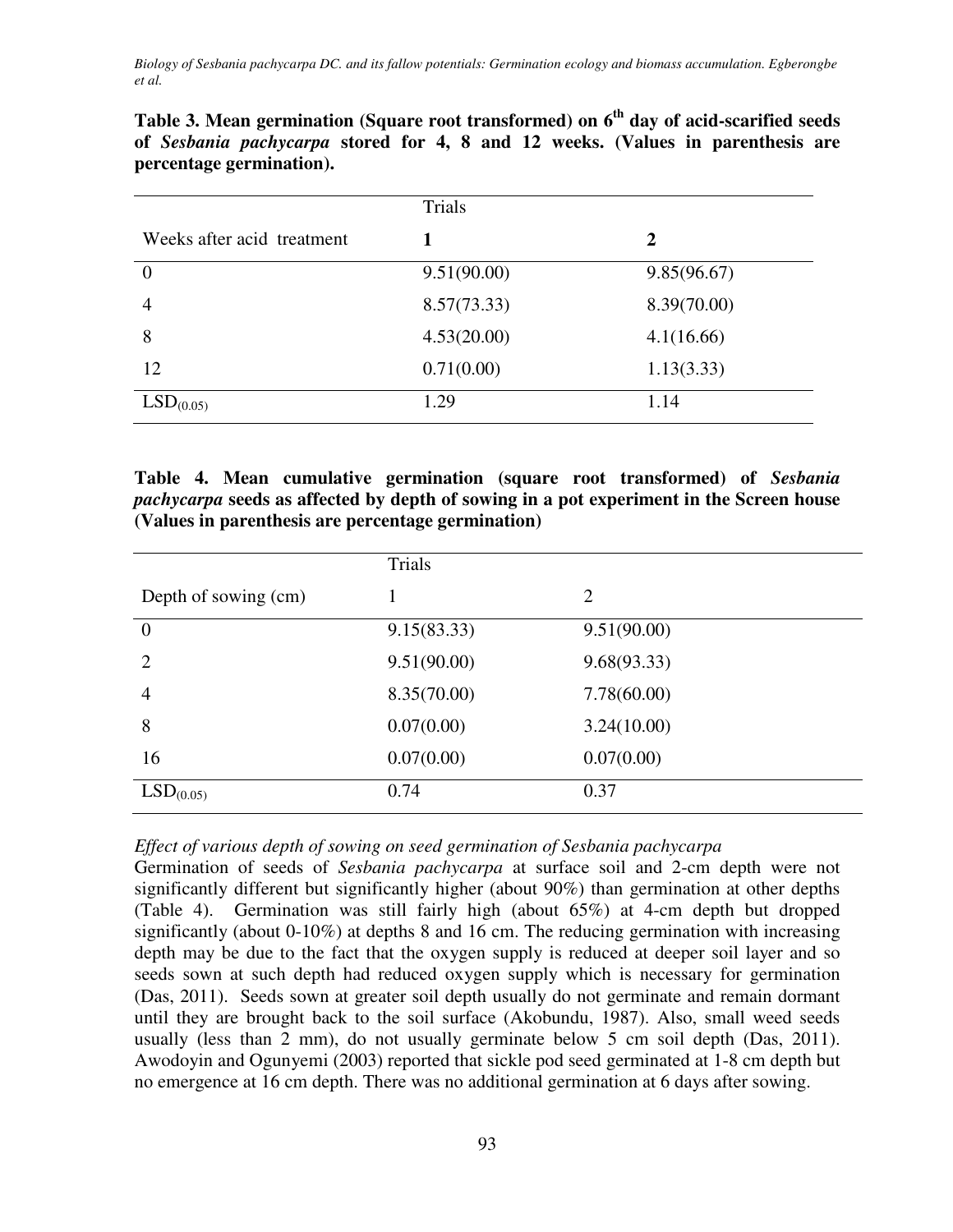**Table 3. Mean germination (Square root transformed) on 6th day of acid-scarified seeds of *Sesbania pachycarpa* stored for 4, 8 and 12 weeks. (Values in parenthesis are percentage germination).**

| | Trials | |
|---|---|---|
| Weeks after acid treatment | **1** | **2** |
| 0 | 9.51(90.00) | 9.85(96.67) |
| 4 | 8.57(73.33) | 8.39(70.00) |
| 8 | 4.53(20.00) | 4.1(16.66) |
| 12 | 0.71(0.00) | 1.13(3.33) |
| $LSD_{(0.05)}$ | 1.29 | 1.14 |

**Table 4. Mean cumulative germination (square root transformed) of *Sesbania pachycarpa* seeds as affected by depth of sowing in a pot experiment in the Screen house (Values in parenthesis are percentage germination)**

| | Trials | |
|---|---|---|
| Depth of sowing (cm) | 1 | 2 |
| 0 | 9.15(83.33) | 9.51(90.00) |
| 2 | 9.51(90.00) | 9.68(93.33) |
| 4 | 8.35(70.00) | 7.78(60.00) |
| 8 | 0.07(0.00) | 3.24(10.00) |
| 16 | 0.07(0.00) | 0.07(0.00) |
| $LSD_{(0.05)}$ | 0.74 | 0.37 |

*Effect of various depth of sowing on seed germination of Sesbania pachycarpa*

Germination of seeds of *Sesbania pachycarpa* at surface soil and 2-cm depth were not significantly different but significantly higher (about 90%) than germination at other depths (Table 4). Germination was still fairly high (about 65%) at 4-cm depth but dropped significantly (about 0-10%) at depths 8 and 16 cm. The reducing germination with increasing depth may be due to the fact that the oxygen supply is reduced at deeper soil layer and so seeds sown at such depth had reduced oxygen supply which is necessary for germination (Das, 2011). Seeds sown at greater soil depth usually do not germinate and remain dormant until they are brought back to the soil surface (Akobundu, 1987). Also, small weed seeds usually (less than 2 mm), do not usually germinate below 5 cm soil depth (Das, 2011). Awodoyin and Ogunyemi (2003) reported that sickle pod seed germinated at 1-8 cm depth but no emergence at 16 cm depth. There was no additional germination at 6 days after sowing.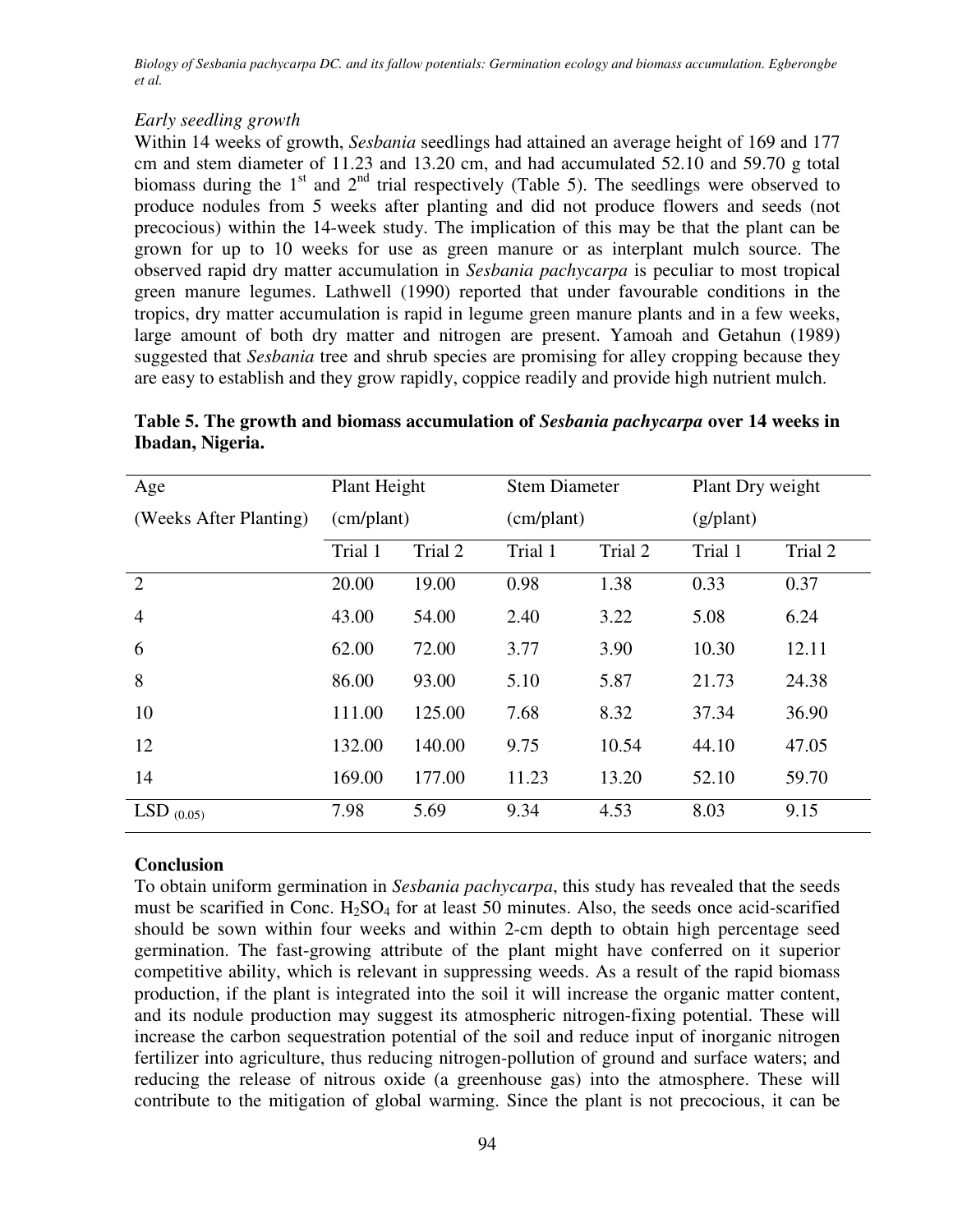*Early seedling growth*

Within 14 weeks of growth, *Sesbania* seedlings had attained an average height of 169 and 177 cm and stem diameter of 11.23 and 13.20 cm, and had accumulated 52.10 and 59.70 g total biomass during the 1st and 2nd trial respectively (Table 5). The seedlings were observed to produce nodules from 5 weeks after planting and did not produce flowers and seeds (not precocious) within the 14-week study. The implication of this may be that the plant can be grown for up to 10 weeks for use as green manure or as interplant mulch source. The observed rapid dry matter accumulation in *Sesbania pachycarpa* is peculiar to most tropical green manure legumes. Lathwell (1990) reported that under favourable conditions in the tropics, dry matter accumulation is rapid in legume green manure plants and in a few weeks, large amount of both dry matter and nitrogen are present. Yamoah and Getahun (1989) suggested that *Sesbania* tree and shrub species are promising for alley cropping because they are easy to establish and they grow rapidly, coppice readily and provide high nutrient mulch.

**Table 5. The growth and biomass accumulation of *Sesbania pachycarpa* over 14 weeks in Ibadan, Nigeria.**

| Age (Weeks After Planting) | Plant Height (cm/plant) | | Stem Diameter (cm/plant) | | Plant Dry weight (g/plant) | |
|---|---|---|---|---|---|---|
| | Trial 1 | Trial 2 | Trial 1 | Trial 2 | Trial 1 | Trial 2 |
| 2 | 20.00 | 19.00 | 0.98 | 1.38 | 0.33 | 0.37 |
| 4 | 43.00 | 54.00 | 2.40 | 3.22 | 5.08 | 6.24 |
| 6 | 62.00 | 72.00 | 3.77 | 3.90 | 10.30 | 12.11 |
| 8 | 86.00 | 93.00 | 5.10 | 5.87 | 21.73 | 24.38 |
| 10 | 111.00 | 125.00 | 7.68 | 8.32 | 37.34 | 36.90 |
| 12 | 132.00 | 140.00 | 9.75 | 10.54 | 44.10 | 47.05 |
| 14 | 169.00 | 177.00 | 11.23 | 13.20 | 52.10 | 59.70 |
| $LSD_{(0.05)}$ | 7.98 | 5.69 | 9.34 | 4.53 | 8.03 | 9.15 |

**Conclusion**

To obtain uniform germination in *Sesbania pachycarpa*, this study has revealed that the seeds must be scarified in Conc. $H_2SO_4$ for at least 50 minutes. Also, the seeds once acid-scarified should be sown within four weeks and within 2-cm depth to obtain high percentage seed germination. The fast-growing attribute of the plant might have conferred on it superior competitive ability, which is relevant in suppressing weeds. As a result of the rapid biomass production, if the plant is integrated into the soil it will increase the organic matter content, and its nodule production may suggest its atmospheric nitrogen-fixing potential. These will increase the carbon sequestration potential of the soil and reduce input of inorganic nitrogen fertilizer into agriculture, thus reducing nitrogen-pollution of ground and surface waters; and reducing the release of nitrous oxide (a greenhouse gas) into the atmosphere. These will contribute to the mitigation of global warming. Since the plant is not precocious, it can be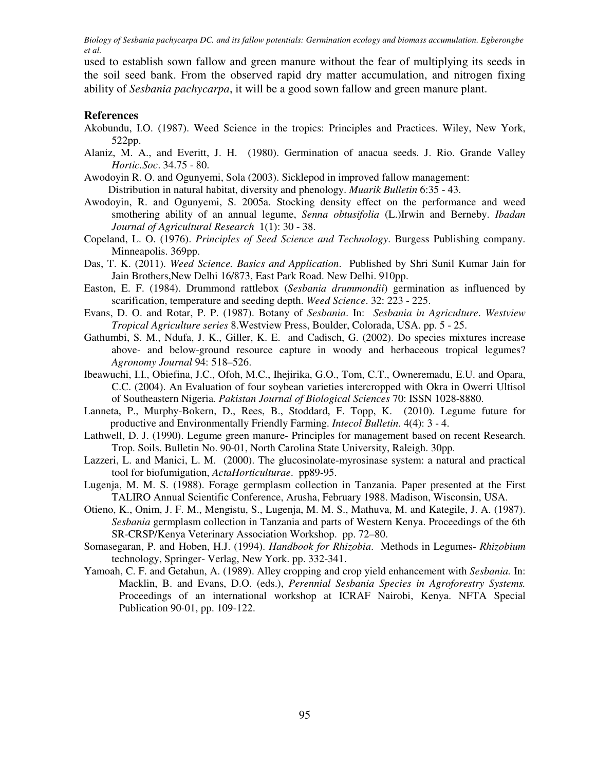used to establish sown fallow and green manure without the fear of multiplying its seeds in the soil seed bank. From the observed rapid dry matter accumulation, and nitrogen fixing ability of *Sesbania pachycarpa*, it will be a good sown fallow and green manure plant.

## References

Akobundu, I.O. (1987). Weed Science in the tropics: Principles and Practices. Wiley, New York, 522pp.

Alaniz, M. A., and Everitt, J. H. (1980). Germination of anacua seeds. J. Rio. Grande Valley *Hortic.Soc*. 34.75 - 80.

Awodoyin R. O. and Ogunyemi, Sola (2003). Sicklepod in improved fallow management: Distribution in natural habitat, diversity and phenology. *Muarik Bulletin* 6:35 - 43.

Awodoyin, R. and Ogunyemi, S. 2005a. Stocking density effect on the performance and weed smothering ability of an annual legume, *Senna obtusifolia* (L.)Irwin and Berneby. *Ibadan Journal of Agricultural Research* 1(1): 30 - 38.

Copeland, L. O. (1976). *Principles of Seed Science and Technology*. Burgess Publishing company. Minneapolis. 369pp.

Das, T. K. (2011). *Weed Science. Basics and Application*. Published by Shri Sunil Kumar Jain for Jain Brothers,New Delhi 16/873, East Park Road. New Delhi. 910pp.

Easton, E. F. (1984). Drummond rattlebox (*Sesbania drummondii*) germination as influenced by scarification, temperature and seeding depth. *Weed Science*. 32: 223 - 225.

Evans, D. O. and Rotar, P. P. (1987). Botany of *Sesbania*. In: *Sesbania in Agriculture*. *Westview Tropical Agriculture series* 8.Westview Press, Boulder, Colorada, USA. pp. 5 - 25.

Gathumbi, S. M., Ndufa, J. K., Giller, K. E. and Cadisch, G. (2002). Do species mixtures increase above- and below-ground resource capture in woody and herbaceous tropical legumes? *Agronomy Journal* 94: 518–526.

Ibeawuchi, I.I., Obiefina, J.C., Ofoh, M.C., Ihejirika, G.O., Tom, C.T., Owneremadu, E.U. and Opara, C.C. (2004). An Evaluation of four soybean varieties intercropped with Okra in Owerri Ultisol of Southeastern Nigeria*. Pakistan Journal of Biological Sciences* 70: ISSN 1028-8880.

Lanneta, P., Murphy-Bokern, D., Rees, B., Stoddard, F. Topp, K. (2010). Legume future for productive and Environmentally Friendly Farming. *Intecol Bulletin*. 4(4): 3 - 4.

Lathwell, D. J. (1990). Legume green manure- Principles for management based on recent Research. Trop. Soils. Bulletin No. 90-01, North Carolina State University, Raleigh. 30pp.

Lazzeri, L. and Manici, L. M. (2000). The glucosinolate-myrosinase system: a natural and practical tool for biofumigation, *ActaHorticulturae*. pp89-95.

Lugenja, M. M. S. (1988). Forage germplasm collection in Tanzania. Paper presented at the First TALIRO Annual Scientific Conference, Arusha, February 1988. Madison, Wisconsin, USA.

Otieno, K., Onim, J. F. M., Mengistu, S., Lugenja, M. M. S., Mathuva, M. and Kategile, J. A. (1987). *Sesbania* germplasm collection in Tanzania and parts of Western Kenya. Proceedings of the 6th SR-CRSP/Kenya Veterinary Association Workshop. pp. 72–80.

Somasegaran, P. and Hoben, H.J. (1994). *Handbook for Rhizobia*. Methods in Legumes- *Rhizobium* technology, Springer- Verlag, New York. pp. 332-341.

Yamoah, C. F. and Getahun, A. (1989). Alley cropping and crop yield enhancement with *Sesbania.* In: Macklin, B. and Evans, D.O. (eds.), *Perennial Sesbania Species in Agroforestry Systems.* Proceedings of an international workshop at ICRAF Nairobi, Kenya. NFTA Special Publication 90-01, pp. 109-122.